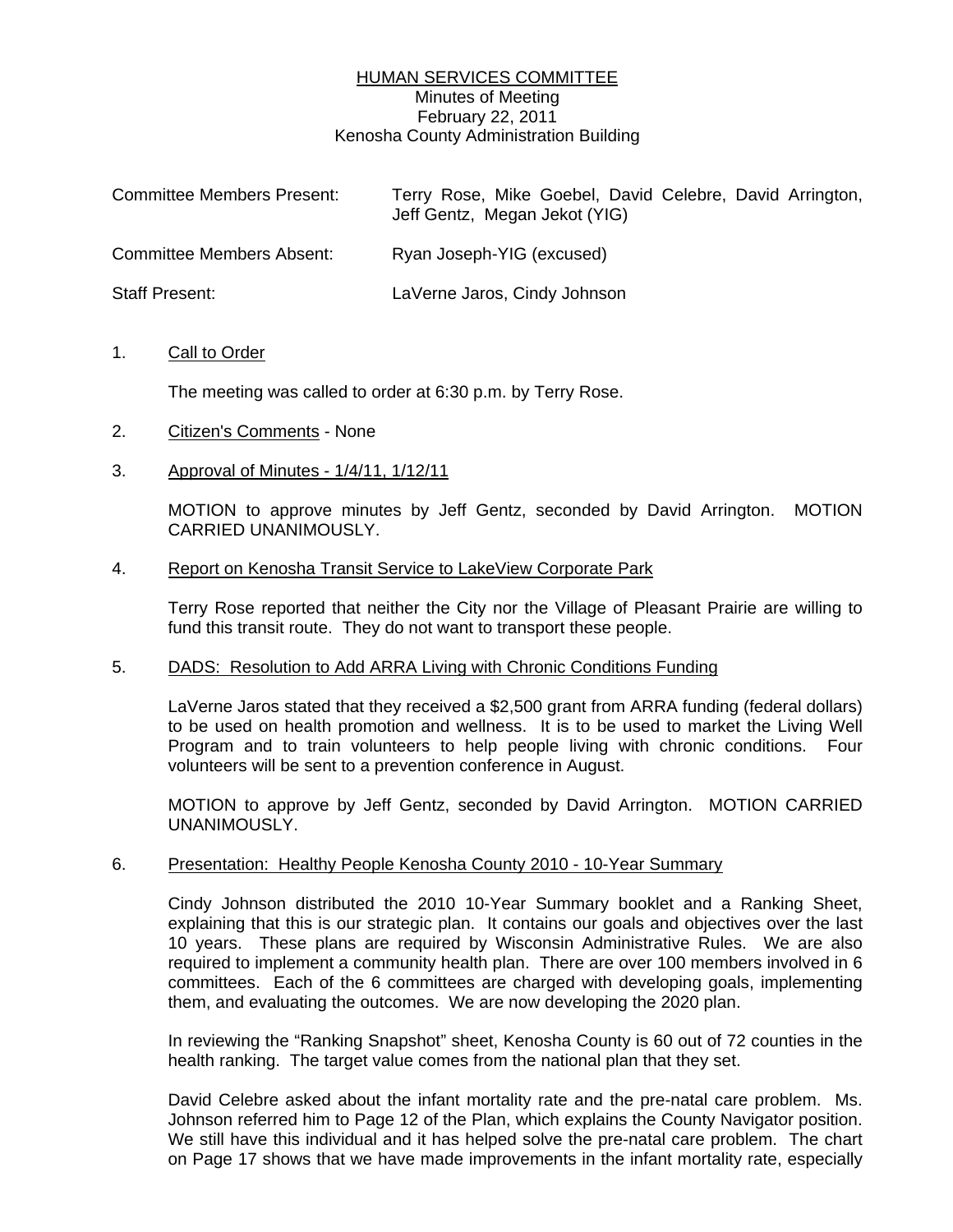# HUMAN SERVICES COMMITTEE

Minutes of Meeting
February 22, 2011
Kenosha County Administration Building

| | |
|---|---|
| Committee Members Present: | Terry Rose, Mike Goebel, David Celebre, David Arrington, Jeff Gentz, Megan Jekot (YIG) |
| Committee Members Absent: | Ryan Joseph-YIG (excused) |
| Staff Present: | LaVerne Jaros, Cindy Johnson |

1. Call to Order

   The meeting was called to order at 6:30 p.m. by Terry Rose.

2. Citizen's Comments - None

3. Approval of Minutes - 1/4/11, 1/12/11

   MOTION to approve minutes by Jeff Gentz, seconded by David Arrington. MOTION CARRIED UNANIMOUSLY.

4. Report on Kenosha Transit Service to LakeView Corporate Park

   Terry Rose reported that neither the City nor the Village of Pleasant Prairie are willing to fund this transit route. They do not want to transport these people.

5. DADS: Resolution to Add ARRA Living with Chronic Conditions Funding

   LaVerne Jaros stated that they received a $2,500 grant from ARRA funding (federal dollars) to be used on health promotion and wellness. It is to be used to market the Living Well Program and to train volunteers to help people living with chronic conditions. Four volunteers will be sent to a prevention conference in August.

   MOTION to approve by Jeff Gentz, seconded by David Arrington. MOTION CARRIED UNANIMOUSLY.

6. Presentation: Healthy People Kenosha County 2010 - 10-Year Summary

   Cindy Johnson distributed the 2010 10-Year Summary booklet and a Ranking Sheet, explaining that this is our strategic plan. It contains our goals and objectives over the last 10 years. These plans are required by Wisconsin Administrative Rules. We are also required to implement a community health plan. There are over 100 members involved in 6 committees. Each of the 6 committees are charged with developing goals, implementing them, and evaluating the outcomes. We are now developing the 2020 plan.

   In reviewing the "Ranking Snapshot" sheet, Kenosha County is 60 out of 72 counties in the health ranking. The target value comes from the national plan that they set.

   David Celebre asked about the infant mortality rate and the pre-natal care problem. Ms. Johnson referred him to Page 12 of the Plan, which explains the County Navigator position. We still have this individual and it has helped solve the pre-natal care problem. The chart on Page 17 shows that we have made improvements in the infant mortality rate, especially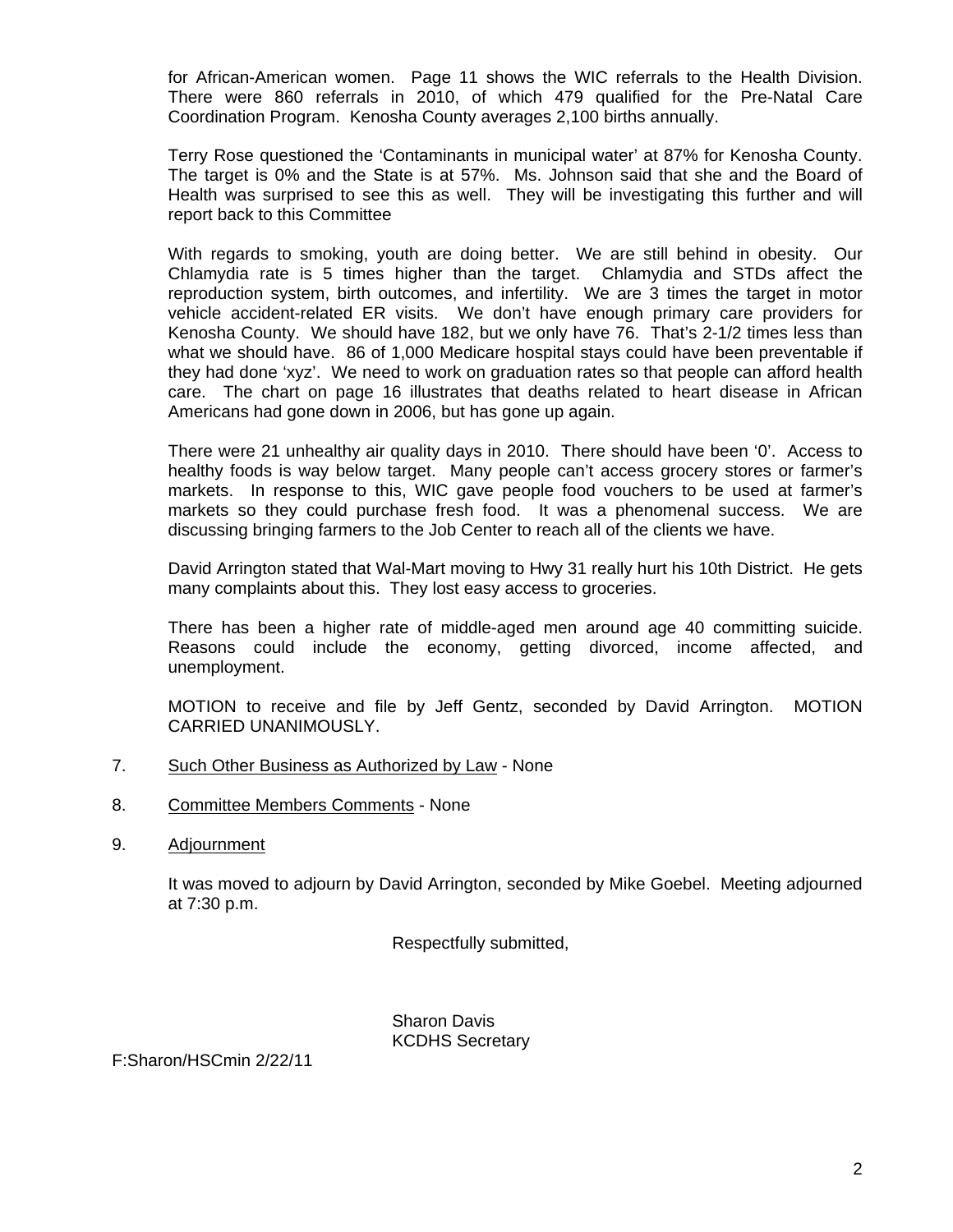for African-American women. Page 11 shows the WIC referrals to the Health Division. There were 860 referrals in 2010, of which 479 qualified for the Pre-Natal Care Coordination Program. Kenosha County averages 2,100 births annually.

Terry Rose questioned the 'Contaminants in municipal water' at 87% for Kenosha County. The target is 0% and the State is at 57%. Ms. Johnson said that she and the Board of Health was surprised to see this as well. They will be investigating this further and will report back to this Committee

With regards to smoking, youth are doing better. We are still behind in obesity. Our Chlamydia rate is 5 times higher than the target. Chlamydia and STDs affect the reproduction system, birth outcomes, and infertility. We are 3 times the target in motor vehicle accident-related ER visits. We don't have enough primary care providers for Kenosha County. We should have 182, but we only have 76. That's 2-1/2 times less than what we should have. 86 of 1,000 Medicare hospital stays could have been preventable if they had done 'xyz'. We need to work on graduation rates so that people can afford health care. The chart on page 16 illustrates that deaths related to heart disease in African Americans had gone down in 2006, but has gone up again.

There were 21 unhealthy air quality days in 2010. There should have been '0'. Access to healthy foods is way below target. Many people can't access grocery stores or farmer's markets. In response to this, WIC gave people food vouchers to be used at farmer's markets so they could purchase fresh food. It was a phenomenal success. We are discussing bringing farmers to the Job Center to reach all of the clients we have.

David Arrington stated that Wal-Mart moving to Hwy 31 really hurt his 10th District. He gets many complaints about this. They lost easy access to groceries.

There has been a higher rate of middle-aged men around age 40 committing suicide. Reasons could include the economy, getting divorced, income affected, and unemployment.

MOTION to receive and file by Jeff Gentz, seconded by David Arrington. MOTION CARRIED UNANIMOUSLY.

7. Such Other Business as Authorized by Law - None

8. Committee Members Comments - None

9. Adjournment

   It was moved to adjourn by David Arrington, seconded by Mike Goebel. Meeting adjourned at 7:30 p.m.

Respectfully submitted,

Sharon Davis
KCDHS Secretary

F:Sharon/HSCmin 2/22/11